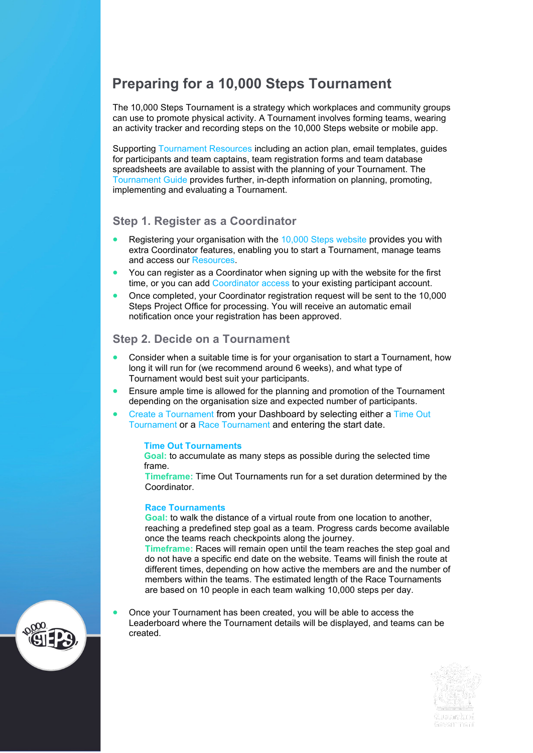# Preparing for a 10,000 Steps Tournament

The 10,000 Steps Tournament is a strategy which workplaces and community groups can use to promote physical activity. A Tournament involves forming teams, wearing an activity tracker and recording steps on the 10,000 Steps website or mobile app.

Supporting Tournament Resources including an action plan, email templates, guides for participants and team captains, team registration forms and team database spreadsheets are available to assist with the planning of your Tournament. The Tournament Guide provides further, in-depth information on planning, promoting, implementing and evaluating a Tournament.

## Step 1. Register as a Coordinator

- Registering your organisation with the 10,000 Steps website provides you with extra Coordinator features, enabling you to start a Tournament, manage teams and access our Resources.
- You can register as a Coordinator when signing up with the website for the first time, or you can add Coordinator access to your existing participant account.
- Once completed, your Coordinator registration request will be sent to the 10,000 Steps Project Office for processing. You will receive an automatic email notification once your registration has been approved.

## Step 2. Decide on a Tournament

- Consider when a suitable time is for your organisation to start a Tournament, how long it will run for (we recommend around 6 weeks), and what type of Tournament would best suit your participants.
- Ensure ample time is allowed for the planning and promotion of the Tournament depending on the organisation size and expected number of participants.
- Create a Tournament from your Dashboard by selecting either a Time Out Tournament or a Race Tournament and entering the start date.

  **Time Out Tournaments**
  **Goal:** to accumulate as many steps as possible during the selected time frame.
  **Timeframe:** Time Out Tournaments run for a set duration determined by the Coordinator.

  **Race Tournaments**
  **Goal:** to walk the distance of a virtual route from one location to another, reaching a predefined step goal as a team. Progress cards become available once the teams reach checkpoints along the journey.
  **Timeframe:** Races will remain open until the team reaches the step goal and do not have a specific end date on the website. Teams will finish the route at different times, depending on how active the members are and the number of members within the teams. The estimated length of the Race Tournaments are based on 10 people in each team walking 10,000 steps per day.

- Once your Tournament has been created, you will be able to access the Leaderboard where the Tournament details will be displayed, and teams can be created.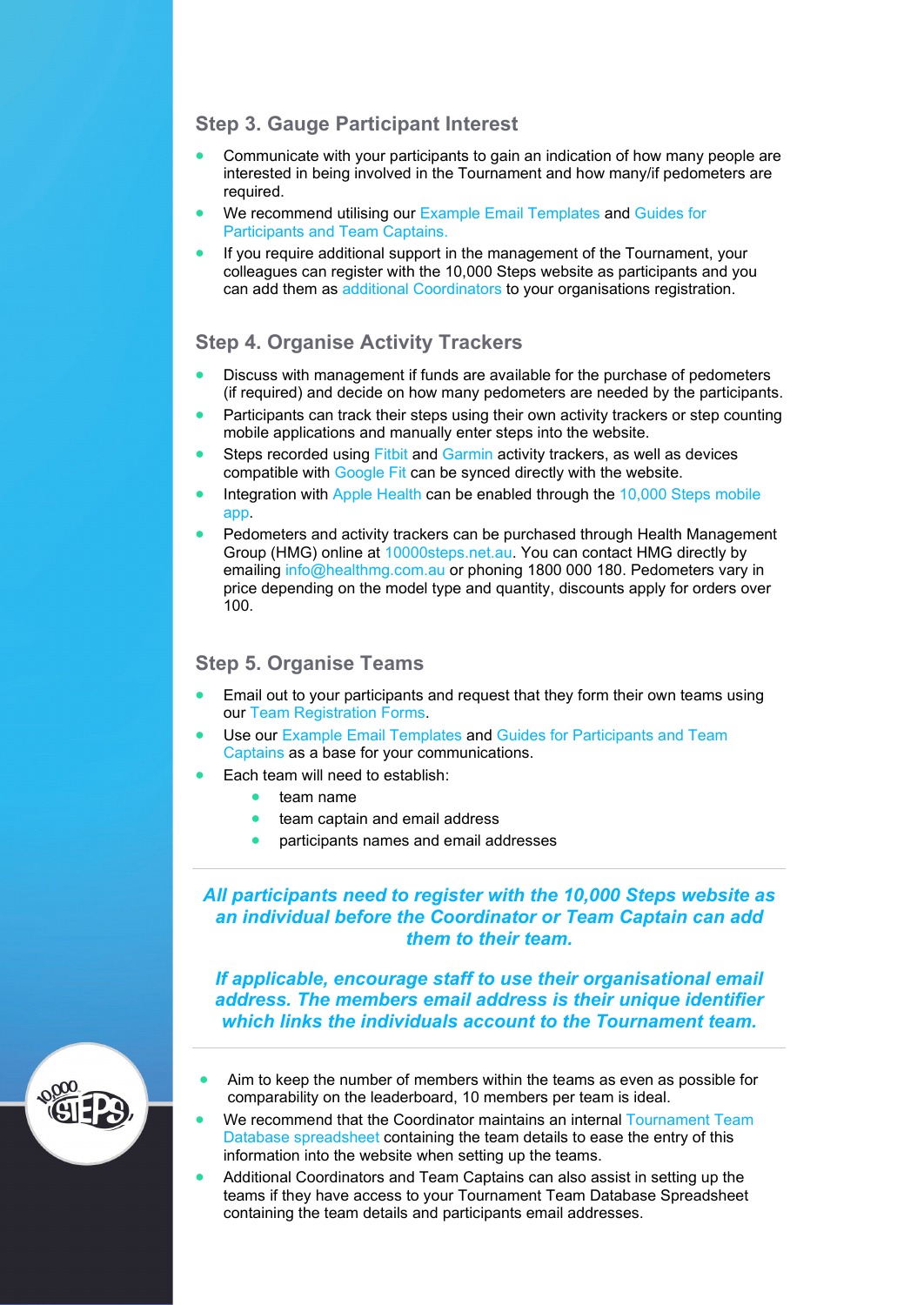## Step 3. Gauge Participant Interest

- Communicate with your participants to gain an indication of how many people are interested in being involved in the Tournament and how many/if pedometers are required.
- We recommend utilising our Example Email Templates and Guides for Participants and Team Captains.
- If you require additional support in the management of the Tournament, your colleagues can register with the 10,000 Steps website as participants and you can add them as additional Coordinators to your organisations registration.

## Step 4. Organise Activity Trackers

- Discuss with management if funds are available for the purchase of pedometers (if required) and decide on how many pedometers are needed by the participants.
- Participants can track their steps using their own activity trackers or step counting mobile applications and manually enter steps into the website.
- Steps recorded using Fitbit and Garmin activity trackers, as well as devices compatible with Google Fit can be synced directly with the website.
- Integration with Apple Health can be enabled through the 10,000 Steps mobile app.
- Pedometers and activity trackers can be purchased through Health Management Group (HMG) online at 10000steps.net.au. You can contact HMG directly by emailing info@healthmg.com.au or phoning 1800 000 180. Pedometers vary in price depending on the model type and quantity, discounts apply for orders over 100.

## Step 5. Organise Teams

- Email out to your participants and request that they form their own teams using our Team Registration Forms.
- Use our Example Email Templates and Guides for Participants and Team Captains as a base for your communications.
- Each team will need to establish:
  - team name
  - team captain and email address
  - participants names and email addresses

***All participants need to register with the 10,000 Steps website as an individual before the Coordinator or Team Captain can add them to their team.***

***If applicable, encourage staff to use their organisational email address. The members email address is their unique identifier which links the individuals account to the Tournament team.***

- Aim to keep the number of members within the teams as even as possible for comparability on the leaderboard, 10 members per team is ideal.
- We recommend that the Coordinator maintains an internal Tournament Team Database spreadsheet containing the team details to ease the entry of this information into the website when setting up the teams.
- Additional Coordinators and Team Captains can also assist in setting up the teams if they have access to your Tournament Team Database Spreadsheet containing the team details and participants email addresses.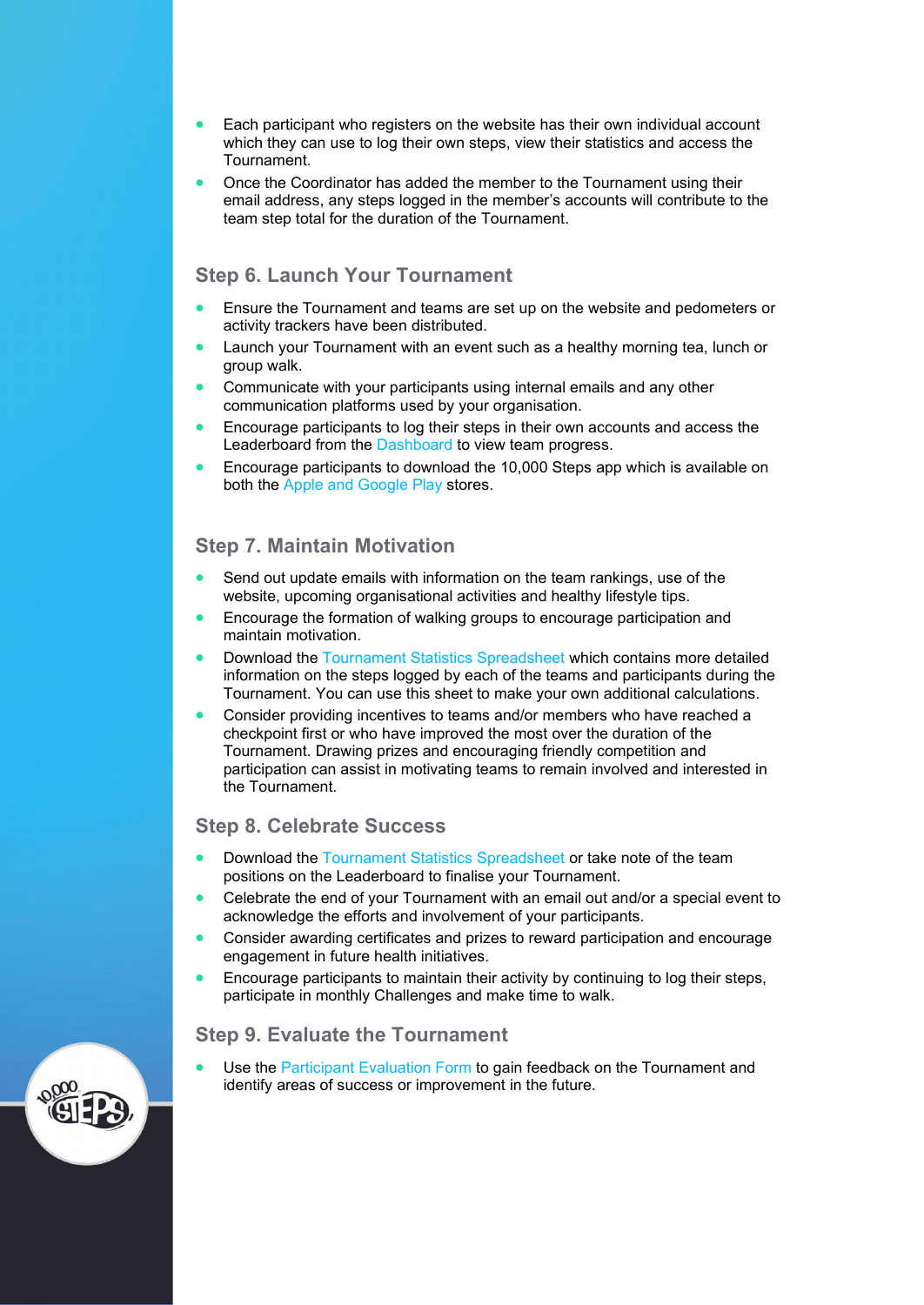- Each participant who registers on the website has their own individual account which they can use to log their own steps, view their statistics and access the Tournament.
- Once the Coordinator has added the member to the Tournament using their email address, any steps logged in the member's accounts will contribute to the team step total for the duration of the Tournament.

## Step 6. Launch Your Tournament

- Ensure the Tournament and teams are set up on the website and pedometers or activity trackers have been distributed.
- Launch your Tournament with an event such as a healthy morning tea, lunch or group walk.
- Communicate with your participants using internal emails and any other communication platforms used by your organisation.
- Encourage participants to log their steps in their own accounts and access the Leaderboard from the Dashboard to view team progress.
- Encourage participants to download the 10,000 Steps app which is available on both the Apple and Google Play stores.

## Step 7. Maintain Motivation

- Send out update emails with information on the team rankings, use of the website, upcoming organisational activities and healthy lifestyle tips.
- Encourage the formation of walking groups to encourage participation and maintain motivation.
- Download the Tournament Statistics Spreadsheet which contains more detailed information on the steps logged by each of the teams and participants during the Tournament. You can use this sheet to make your own additional calculations.
- Consider providing incentives to teams and/or members who have reached a checkpoint first or who have improved the most over the duration of the Tournament. Drawing prizes and encouraging friendly competition and participation can assist in motivating teams to remain involved and interested in the Tournament.

## Step 8. Celebrate Success

- Download the Tournament Statistics Spreadsheet or take note of the team positions on the Leaderboard to finalise your Tournament.
- Celebrate the end of your Tournament with an email out and/or a special event to acknowledge the efforts and involvement of your participants.
- Consider awarding certificates and prizes to reward participation and encourage engagement in future health initiatives.
- Encourage participants to maintain their activity by continuing to log their steps, participate in monthly Challenges and make time to walk.

## Step 9. Evaluate the Tournament

- Use the Participant Evaluation Form to gain feedback on the Tournament and identify areas of success or improvement in the future.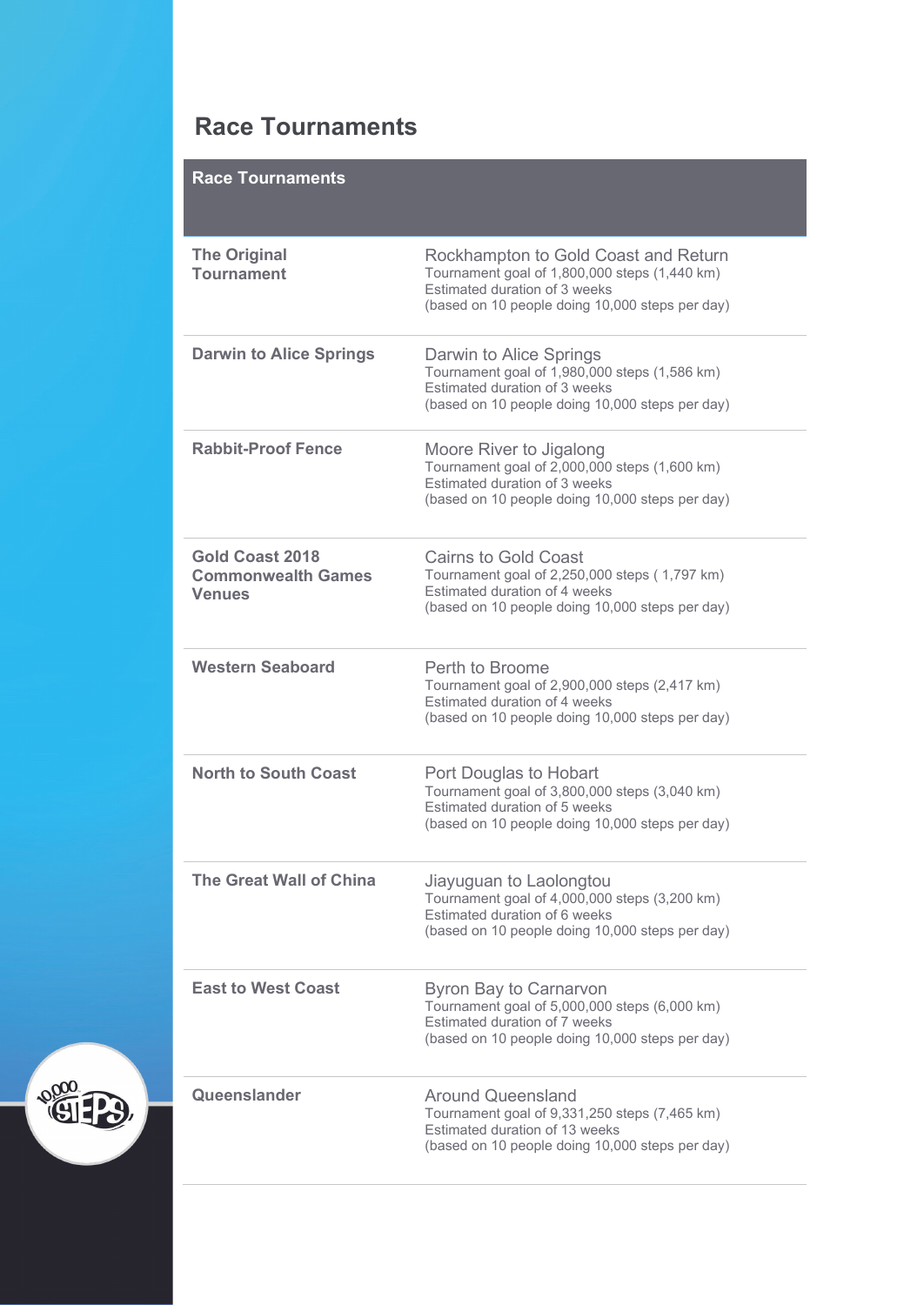# Race Tournaments

| Race Tournaments | |
|---|---|
| **The Original Tournament** | Rockhampton to Gold Coast and Return<br>Tournament goal of 1,800,000 steps (1,440 km)<br>Estimated duration of 3 weeks<br>(based on 10 people doing 10,000 steps per day) |
| **Darwin to Alice Springs** | Darwin to Alice Springs<br>Tournament goal of 1,980,000 steps (1,586 km)<br>Estimated duration of 3 weeks<br>(based on 10 people doing 10,000 steps per day) |
| **Rabbit-Proof Fence** | Moore River to Jigalong<br>Tournament goal of 2,000,000 steps (1,600 km)<br>Estimated duration of 3 weeks<br>(based on 10 people doing 10,000 steps per day) |
| **Gold Coast 2018 Commonwealth Games Venues** | Cairns to Gold Coast<br>Tournament goal of 2,250,000 steps ( 1,797 km)<br>Estimated duration of 4 weeks<br>(based on 10 people doing 10,000 steps per day) |
| **Western Seaboard** | Perth to Broome<br>Tournament goal of 2,900,000 steps (2,417 km)<br>Estimated duration of 4 weeks<br>(based on 10 people doing 10,000 steps per day) |
| **North to South Coast** | Port Douglas to Hobart<br>Tournament goal of 3,800,000 steps (3,040 km)<br>Estimated duration of 5 weeks<br>(based on 10 people doing 10,000 steps per day) |
| **The Great Wall of China** | Jiayuguan to Laolongtou<br>Tournament goal of 4,000,000 steps (3,200 km)<br>Estimated duration of 6 weeks<br>(based on 10 people doing 10,000 steps per day) |
| **East to West Coast** | Byron Bay to Carnarvon<br>Tournament goal of 5,000,000 steps (6,000 km)<br>Estimated duration of 7 weeks<br>(based on 10 people doing 10,000 steps per day) |
| **Queenslander** | Around Queensland<br>Tournament goal of 9,331,250 steps (7,465 km)<br>Estimated duration of 13 weeks<br>(based on 10 people doing 10,000 steps per day) |